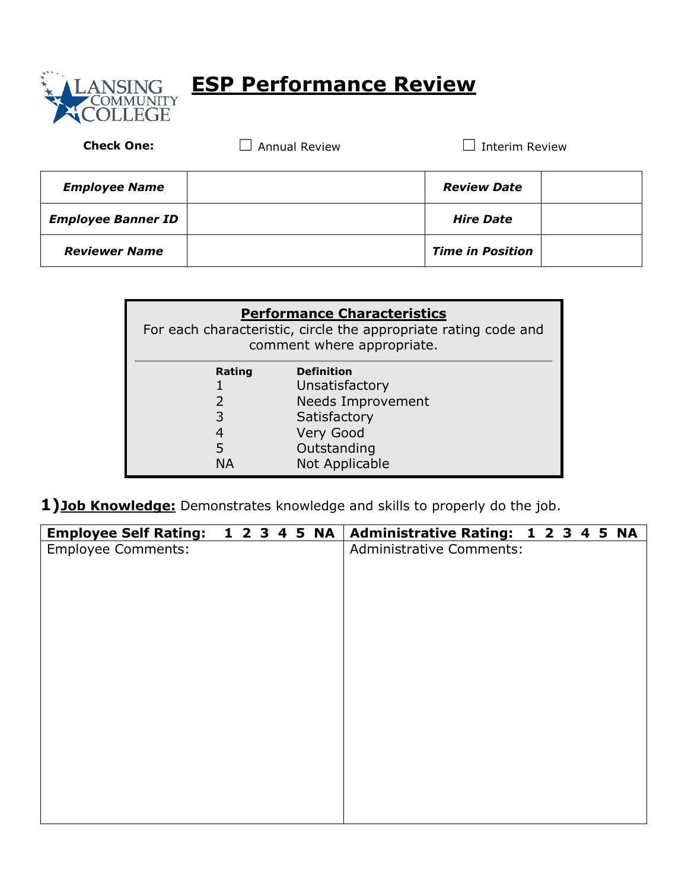Lansing Community College

# ESP Performance Review

**Check One:** ☐ Annual Review ☐ Interim Review

| ***Employee Name*** | | ***Review Date*** | |
|---|---|---|---|
| ***Employee Banner ID*** | | ***Hire Date*** | |
| ***Reviewer Name*** | | ***Time in Position*** | |

**Performance Characteristics**

For each characteristic, circle the appropriate rating code and comment where appropriate.

| Rating | Definition |
|---|---|
| 1 | Unsatisfactory |
| 2 | Needs Improvement |
| 3 | Satisfactory |
| 4 | Very Good |
| 5 | Outstanding |
| NA | Not Applicable |

**1)** **Job Knowledge:** Demonstrates knowledge and skills to properly do the job.

| **Employee Self Rating: 1 2 3 4 5 NA** | **Administrative Rating: 1 2 3 4 5 NA** |
|---|---|
| Employee Comments: | Administrative Comments: |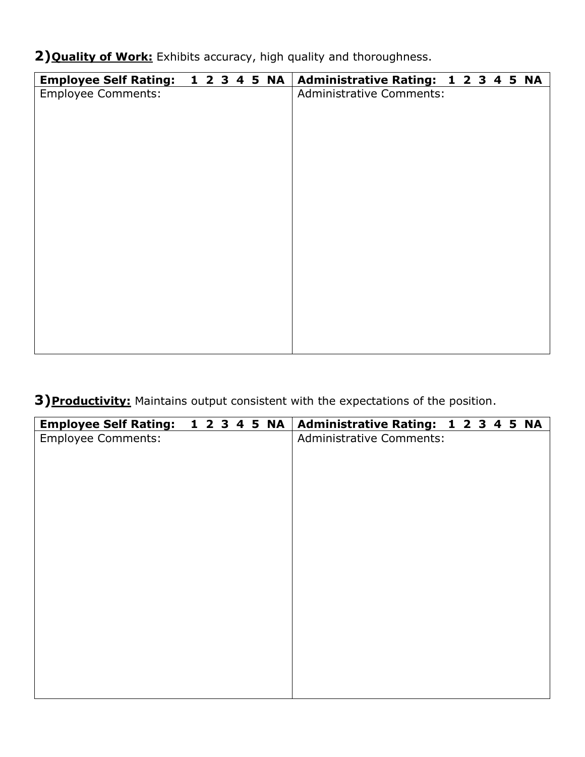**2)** **Quality of Work:** Exhibits accuracy, high quality and thoroughness.

| **Employee Self Rating: 1 2 3 4 5 NA** | **Administrative Rating: 1 2 3 4 5 NA** |
| --- | --- |
| Employee Comments: | Administrative Comments: |

**3)** **Productivity:** Maintains output consistent with the expectations of the position.

| **Employee Self Rating: 1 2 3 4 5 NA** | **Administrative Rating: 1 2 3 4 5 NA** |
| --- | --- |
| Employee Comments: | Administrative Comments: |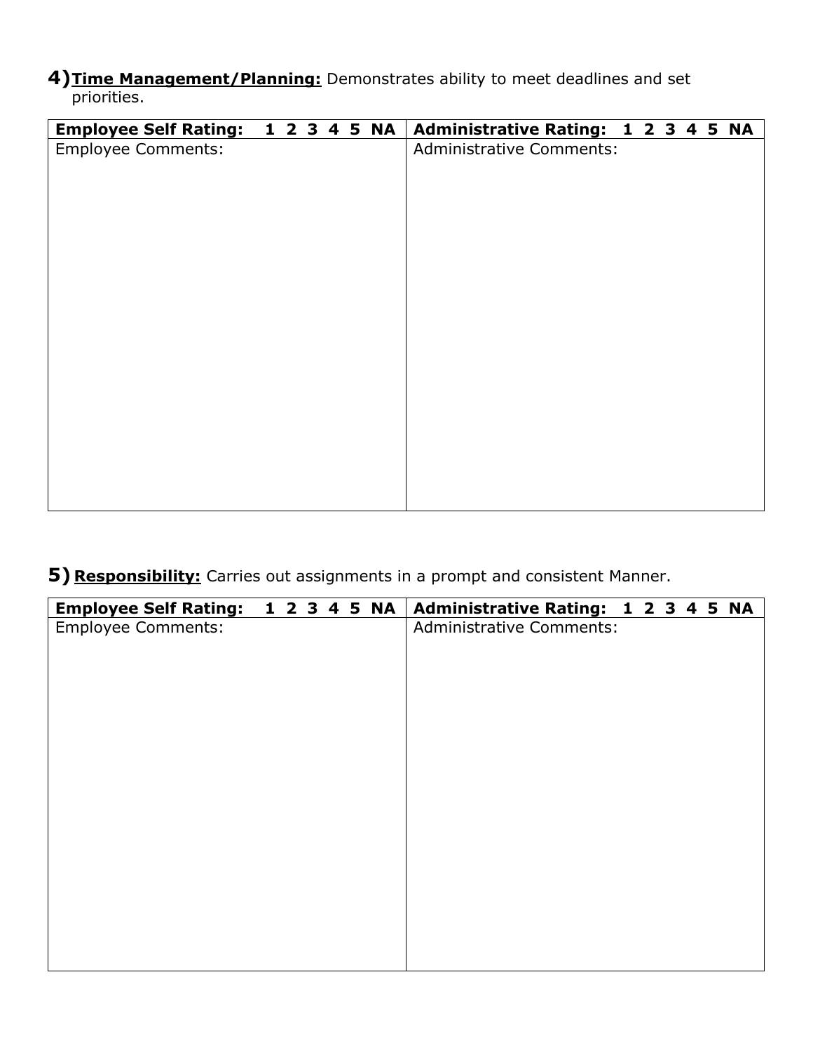**4) <u>Time Management/Planning:</u>** Demonstrates ability to meet deadlines and set priorities.

| **Employee Self Rating: 1 2 3 4 5 NA** | **Administrative Rating: 1 2 3 4 5 NA** |
|---|---|
| Employee Comments: | Administrative Comments: |

**5) <u>Responsibility:</u>** Carries out assignments in a prompt and consistent Manner.

| **Employee Self Rating: 1 2 3 4 5 NA** | **Administrative Rating: 1 2 3 4 5 NA** |
|---|---|
| Employee Comments: | Administrative Comments: |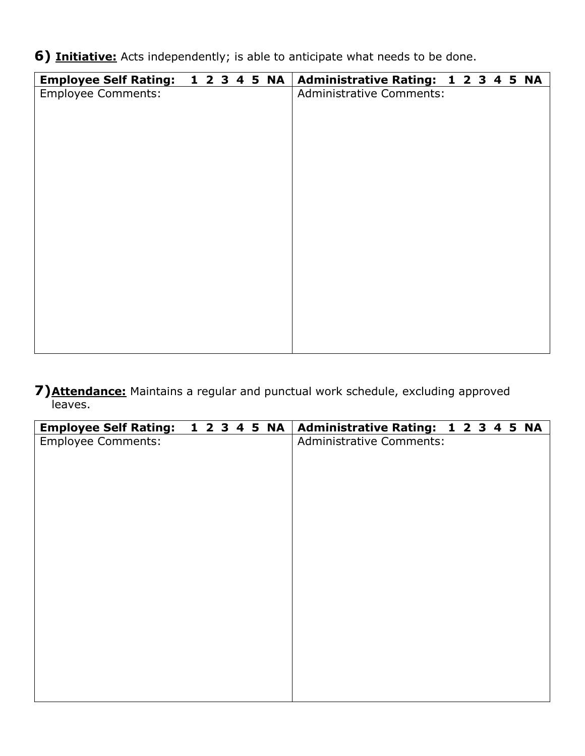**6) <u>Initiative:</u>** Acts independently; is able to anticipate what needs to be done.

| **Employee Self Rating: 1 2 3 4 5 NA** | **Administrative Rating: 1 2 3 4 5 NA** |
| --- | --- |
| Employee Comments: | Administrative Comments: |

**7) <u>Attendance:</u>** Maintains a regular and punctual work schedule, excluding approved leaves.

| **Employee Self Rating: 1 2 3 4 5 NA** | **Administrative Rating: 1 2 3 4 5 NA** |
| --- | --- |
| Employee Comments: | Administrative Comments: |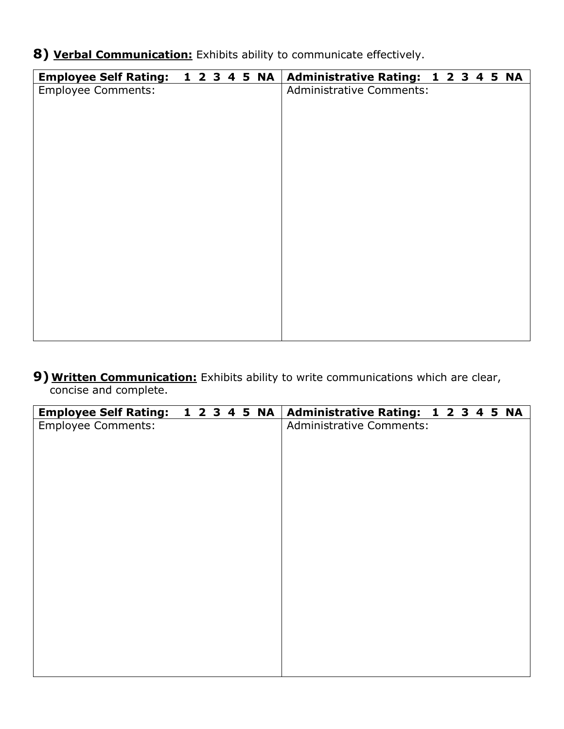**8) <u>Verbal Communication:</u>** Exhibits ability to communicate effectively.

| **Employee Self Rating: 1 2 3 4 5 NA** | **Administrative Rating: 1 2 3 4 5 NA** |
| --- | --- |
| Employee Comments: | Administrative Comments: |

**9) <u>Written Communication:</u>** Exhibits ability to write communications which are clear, concise and complete.

| **Employee Self Rating: 1 2 3 4 5 NA** | **Administrative Rating: 1 2 3 4 5 NA** |
| --- | --- |
| Employee Comments: | Administrative Comments: |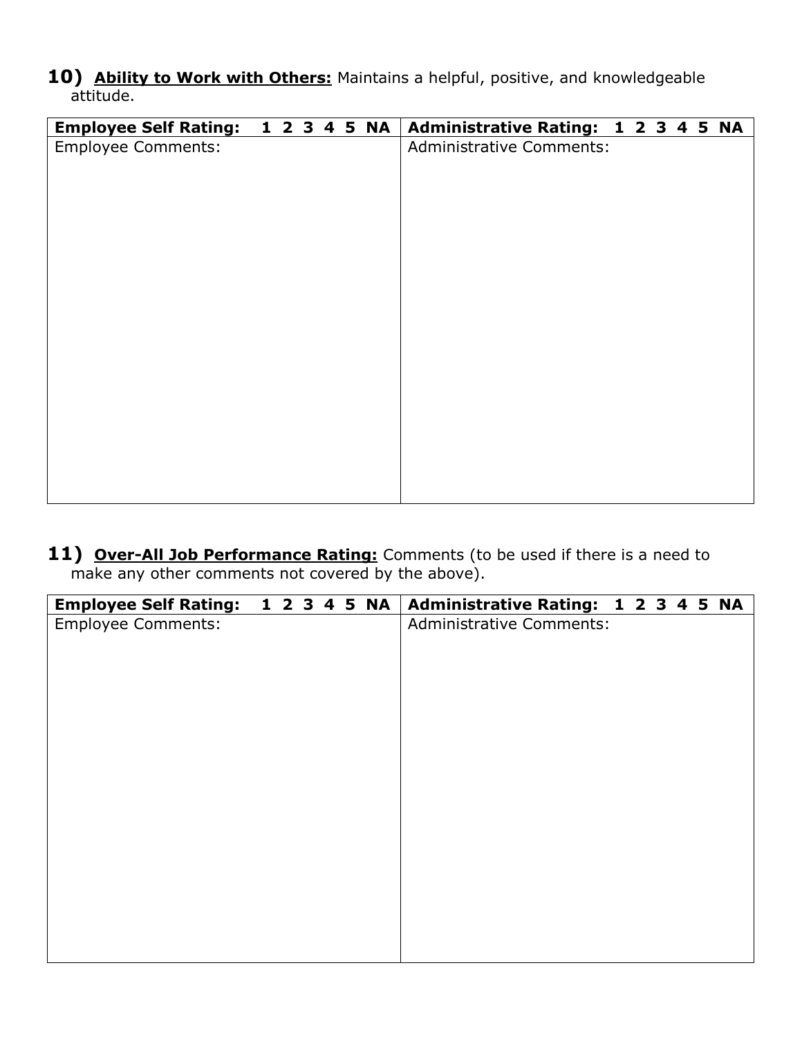**10) Ability to Work with Others:** Maintains a helpful, positive, and knowledgeable attitude.

| **Employee Self Rating: 1 2 3 4 5 NA** | **Administrative Rating: 1 2 3 4 5 NA** |
| --- | --- |
| Employee Comments: | Administrative Comments: |

**11) Over-All Job Performance Rating:** Comments (to be used if there is a need to make any other comments not covered by the above).

| **Employee Self Rating: 1 2 3 4 5 NA** | **Administrative Rating: 1 2 3 4 5 NA** |
| --- | --- |
| Employee Comments: | Administrative Comments: |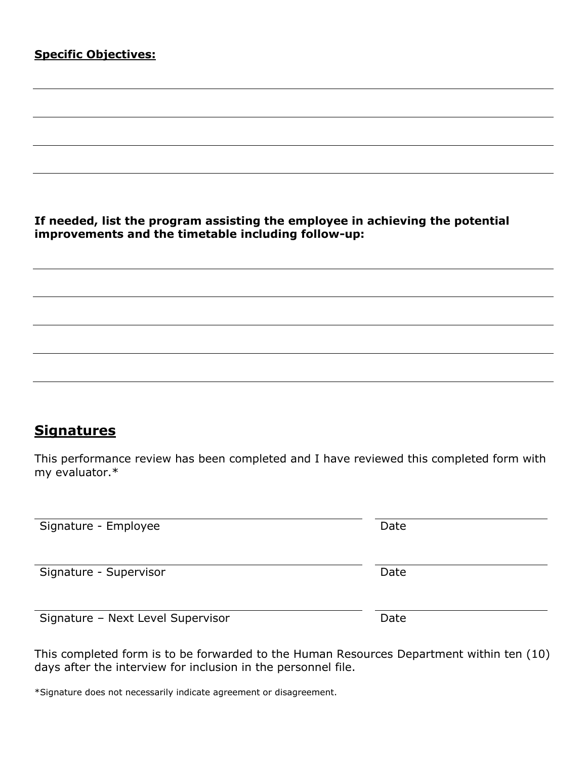**Specific Objectives:**

**If needed, list the program assisting the employee in achieving the potential improvements and the timetable including follow-up:**

## Signatures

This performance review has been completed and I have reviewed this completed form with my evaluator.*

Signature - Employee | Date

Signature - Supervisor | Date

Signature – Next Level Supervisor | Date

This completed form is to be forwarded to the Human Resources Department within ten (10) days after the interview for inclusion in the personnel file.

*Signature does not necessarily indicate agreement or disagreement.